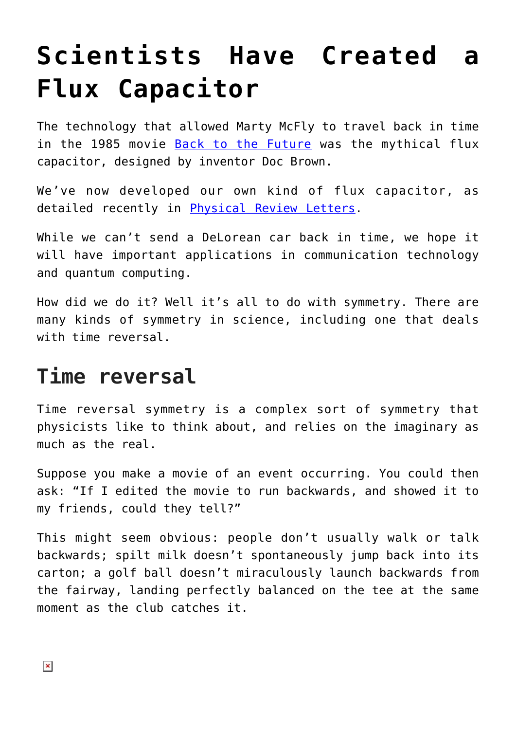# Scientists Have Created a Flux Capacitor

The technology that allowed Marty McFly to travel back in time in the 1985 movie [Back to the Future] was the mythical flux capacitor, designed by inventor Doc Brown.

We've now developed our own kind of flux capacitor, as detailed recently in [Physical Review Letters].

While we can't send a DeLorean car back in time, we hope it will have important applications in communication technology and quantum computing.

How did we do it? Well it's all to do with symmetry. There are many kinds of symmetry in science, including one that deals with time reversal.

## Time reversal

Time reversal symmetry is a complex sort of symmetry that physicists like to think about, and relies on the imaginary as much as the real.

Suppose you make a movie of an event occurring. You could then ask: "If I edited the movie to run backwards, and showed it to my friends, could they tell?"

This might seem obvious: people don't usually walk or talk backwards; spilt milk doesn't spontaneously jump back into its carton; a golf ball doesn't miraculously launch backwards from the fairway, landing perfectly balanced on the tee at the same moment as the club catches it.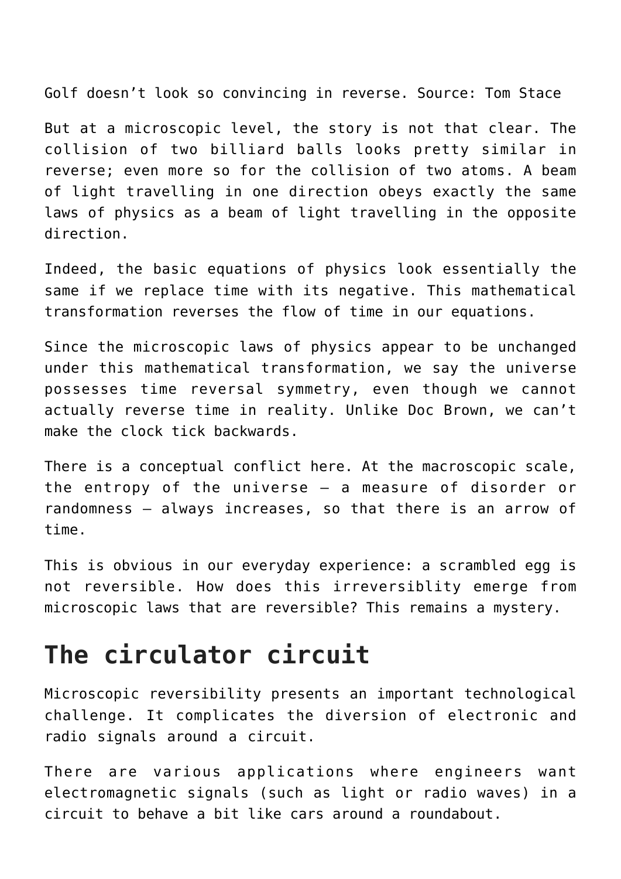Golf doesn’t look so convincing in reverse. Source: Tom Stace

But at a microscopic level, the story is not that clear. The collision of two billiard balls looks pretty similar in reverse; even more so for the collision of two atoms. A beam of light travelling in one direction obeys exactly the same laws of physics as a beam of light travelling in the opposite direction.

Indeed, the basic equations of physics look essentially the same if we replace time with its negative. This mathematical transformation reverses the flow of time in our equations.

Since the microscopic laws of physics appear to be unchanged under this mathematical transformation, we say the universe possesses time reversal symmetry, even though we cannot actually reverse time in reality. Unlike Doc Brown, we can’t make the clock tick backwards.

There is a conceptual conflict here. At the macroscopic scale, the entropy of the universe – a measure of disorder or randomness – always increases, so that there is an arrow of time.

This is obvious in our everyday experience: a scrambled egg is not reversible. How does this irreversiblity emerge from microscopic laws that are reversible? This remains a mystery.

## The circulator circuit

Microscopic reversibility presents an important technological challenge. It complicates the diversion of electronic and radio signals around a circuit.

There are various applications where engineers want electromagnetic signals (such as light or radio waves) in a circuit to behave a bit like cars around a roundabout.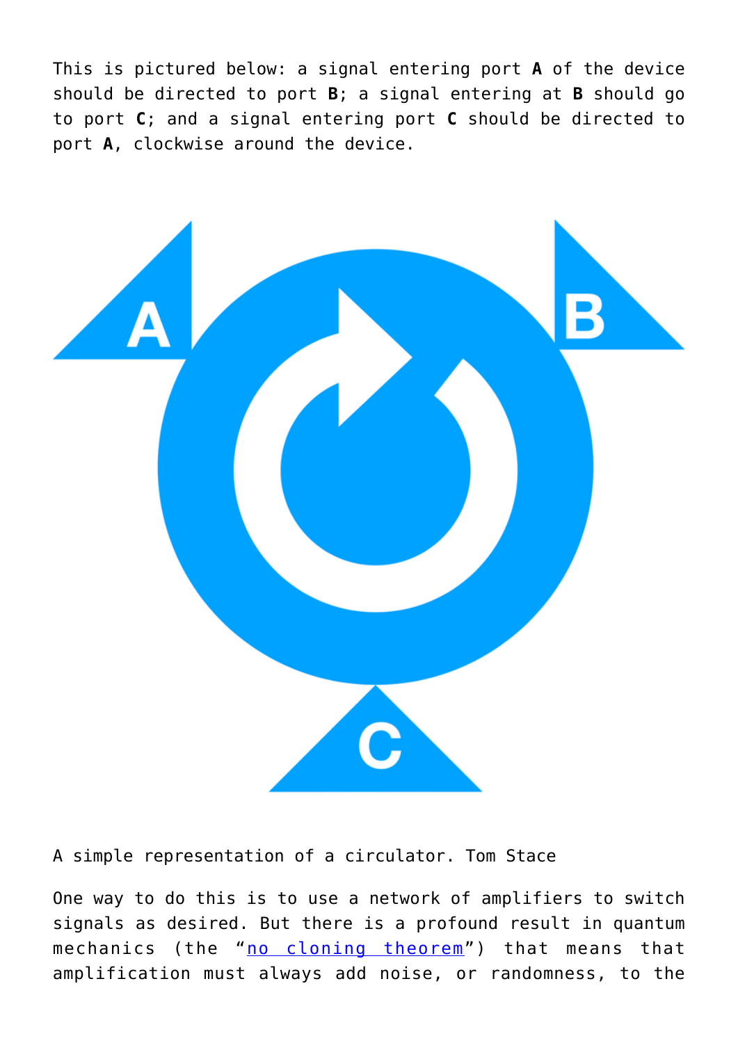This is pictured below: a signal entering port **A** of the device should be directed to port **B**; a signal entering at **B** should go to port **C**; and a signal entering port **C** should be directed to port **A**, clockwise around the device.

A simple representation of a circulator. Tom Stace

One way to do this is to use a network of amplifiers to switch signals as desired. But there is a profound result in quantum mechanics (the "no cloning theorem") that means that amplification must always add noise, or randomness, to the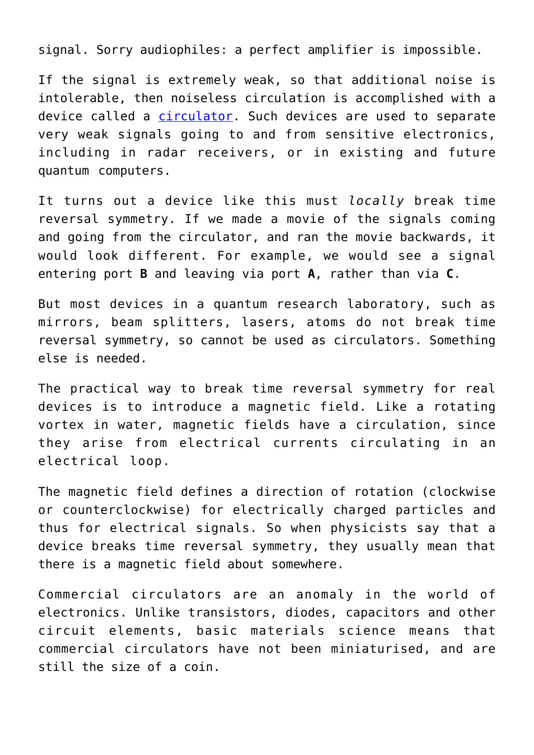signal. Sorry audiophiles: a perfect amplifier is impossible.

If the signal is extremely weak, so that additional noise is intolerable, then noiseless circulation is accomplished with a device called a [circulator](). Such devices are used to separate very weak signals going to and from sensitive electronics, including in radar receivers, or in existing and future quantum computers.

It turns out a device like this must *locally* break time reversal symmetry. If we made a movie of the signals coming and going from the circulator, and ran the movie backwards, it would look different. For example, we would see a signal entering port **B** and leaving via port **A**, rather than via **C**.

But most devices in a quantum research laboratory, such as mirrors, beam splitters, lasers, atoms do not break time reversal symmetry, so cannot be used as circulators. Something else is needed.

The practical way to break time reversal symmetry for real devices is to introduce a magnetic field. Like a rotating vortex in water, magnetic fields have a circulation, since they arise from electrical currents circulating in an electrical loop.

The magnetic field defines a direction of rotation (clockwise or counterclockwise) for electrically charged particles and thus for electrical signals. So when physicists say that a device breaks time reversal symmetry, they usually mean that there is a magnetic field about somewhere.

Commercial circulators are an anomaly in the world of electronics. Unlike transistors, diodes, capacitors and other circuit elements, basic materials science means that commercial circulators have not been miniaturised, and are still the size of a coin.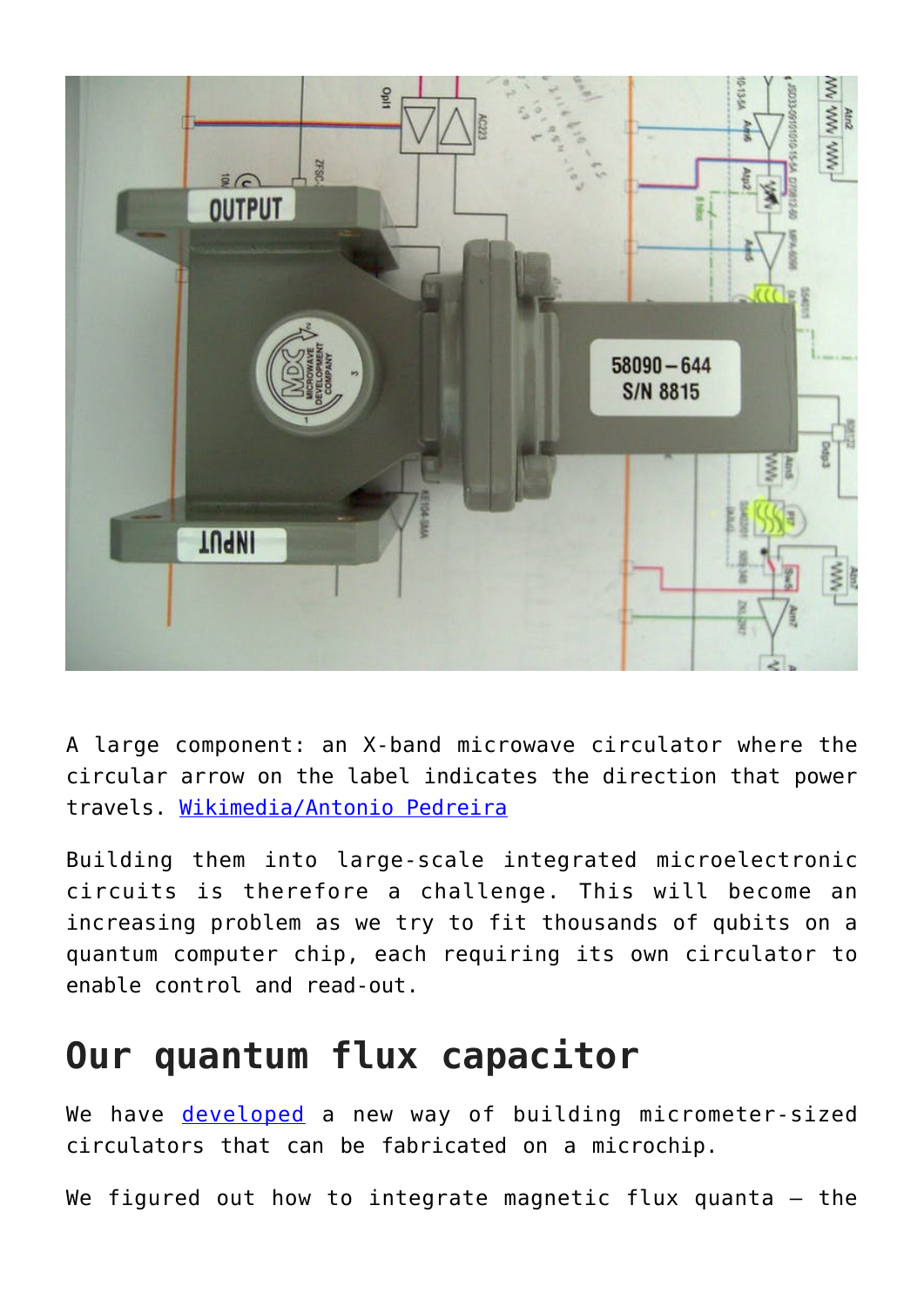A large component: an X-band microwave circulator where the circular arrow on the label indicates the direction that power travels. [Wikimedia/Antonio Pedreira](#)

Building them into large-scale integrated microelectronic circuits is therefore a challenge. This will become an increasing problem as we try to fit thousands of qubits on a quantum computer chip, each requiring its own circulator to enable control and read-out.

## Our quantum flux capacitor

We have [developed](#) a new way of building micrometer-sized circulators that can be fabricated on a microchip.

We figured out how to integrate magnetic flux quanta – the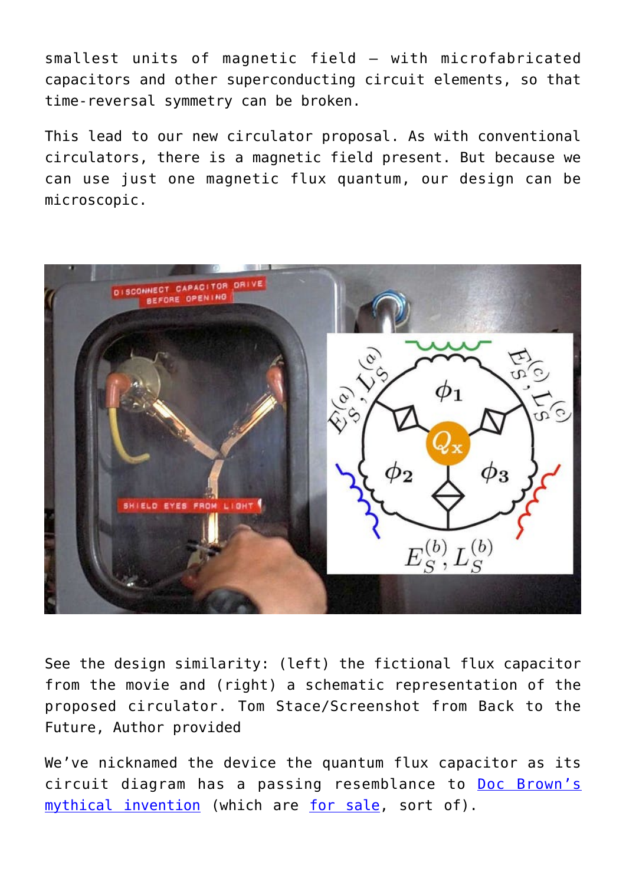smallest units of magnetic field – with microfabricated capacitors and other superconducting circuit elements, so that time-reversal symmetry can be broken.

This lead to our new circulator proposal. As with conventional circulators, there is a magnetic field present. But because we can use just one magnetic flux quantum, our design can be microscopic.

See the design similarity: (left) the fictional flux capacitor from the movie and (right) a schematic representation of the proposed circulator. Tom Stace/Screenshot from Back to the Future, Author provided

We've nicknamed the device the quantum flux capacitor as its circuit diagram has a passing resemblance to [Doc Brown's mythical invention](#) (which are [for sale](#), sort of).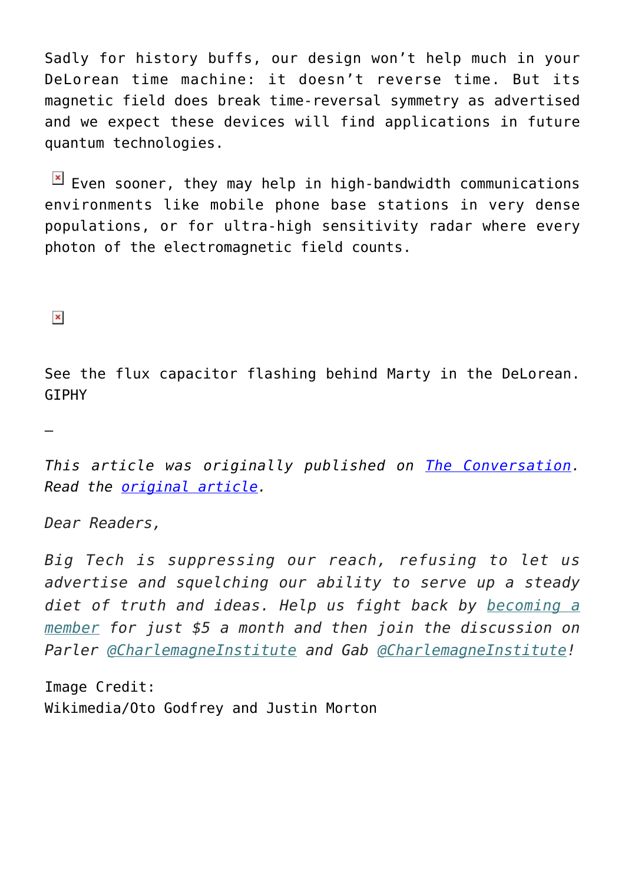Sadly for history buffs, our design won't help much in your DeLorean time machine: it doesn't reverse time. But its magnetic field does break time-reversal symmetry as advertised and we expect these devices will find applications in future quantum technologies.

Even sooner, they may help in high-bandwidth communications environments like mobile phone base stations in very dense populations, or for ultra-high sensitivity radar where every photon of the electromagnetic field counts.

See the flux capacitor flashing behind Marty in the DeLorean. GIPHY

—

*This article was originally published on The Conversation. Read the original article.*

*Dear Readers,*

*Big Tech is suppressing our reach, refusing to let us advertise and squelching our ability to serve up a steady diet of truth and ideas. Help us fight back by becoming a member for just $5 a month and then join the discussion on Parler @CharlemagneInstitute and Gab @CharlemagneInstitute!*

Image Credit:
Wikimedia/Oto Godfrey and Justin Morton